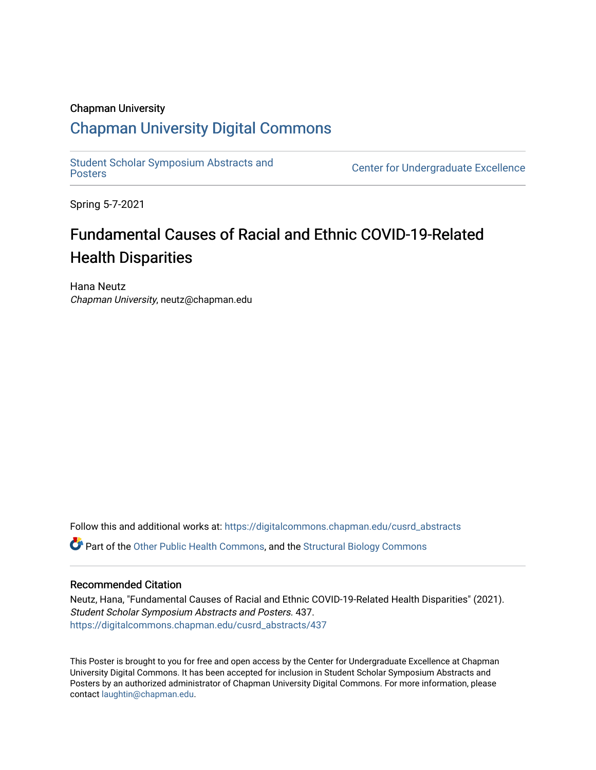Chapman University

## Chapman University Digital Commons

Student Scholar Symposium Abstracts and Posters

Center for Undergraduate Excellence

Spring 5-7-2021

# Fundamental Causes of Racial and Ethnic COVID-19-Related Health Disparities

Hana Neutz
*Chapman University*, neutz@chapman.edu

Follow this and additional works at: https://digitalcommons.chapman.edu/cusrd_abstracts

Part of the Other Public Health Commons, and the Structural Biology Commons

### Recommended Citation

Neutz, Hana, "Fundamental Causes of Racial and Ethnic COVID-19-Related Health Disparities" (2021). *Student Scholar Symposium Abstracts and Posters*. 437.
https://digitalcommons.chapman.edu/cusrd_abstracts/437

This Poster is brought to you for free and open access by the Center for Undergraduate Excellence at Chapman University Digital Commons. It has been accepted for inclusion in Student Scholar Symposium Abstracts and Posters by an authorized administrator of Chapman University Digital Commons. For more information, please contact laughtin@chapman.edu.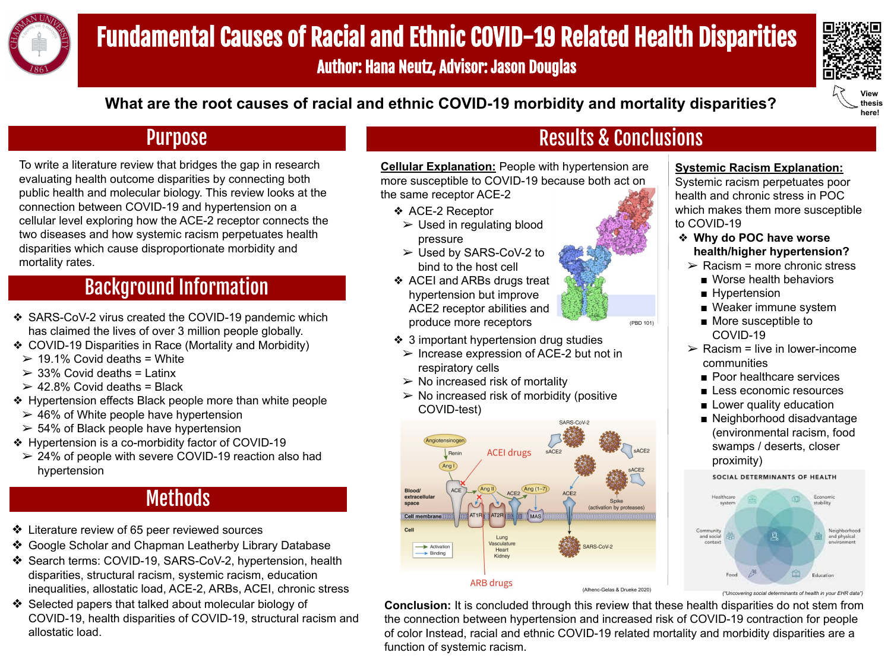# Fundamental Causes of Racial and Ethnic COVID-19 Related Health Disparities

**Author: Hana Neutz, Advisor: Jason Douglas**

View thesis here!

**What are the root causes of racial and ethnic COVID-19 morbidity and mortality disparities?**

## Purpose

To write a literature review that bridges the gap in research evaluating health outcome disparities by connecting both public health and molecular biology. This review looks at the connection between COVID-19 and hypertension on a cellular level exploring how the ACE-2 receptor connects the two diseases and how systemic racism perpetuates health disparities which cause disproportionate morbidity and mortality rates.

## Background Information

- SARS-CoV-2 virus created the COVID-19 pandemic which has claimed the lives of over 3 million people globally.
- COVID-19 Disparities in Race (Mortality and Morbidity)
  - 19.1% Covid deaths = White
  - 33% Covid deaths = Latinx
  - 42.8% Covid deaths = Black
- Hypertension effects Black people more than white people
  - 46% of White people have hypertension
  - 54% of Black people have hypertension
- Hypertension is a co-morbidity factor of COVID-19
  - 24% of people with severe COVID-19 reaction also had hypertension

## Methods

- Literature review of 65 peer reviewed sources
- Google Scholar and Chapman Leatherby Library Database
- Search terms: COVID-19, SARS-CoV-2, hypertension, health disparities, structural racism, systemic racism, education inequalities, allostatic load, ACE-2, ARBs, ACEI, chronic stress
- Selected papers that talked about molecular biology of COVID-19, health disparities of COVID-19, structural racism and allostatic load.

## Results & Conclusions

**Cellular Explanation:** People with hypertension are more susceptible to COVID-19 because both act on the same receptor ACE-2

- ACE-2 Receptor
  - Used in regulating blood pressure
  - Used by SARS-CoV-2 to bind to the host cell
- ACEI and ARBs drugs treat hypertension but improve ACE2 receptor abilities and produce more receptors

(PBD 101)

- 3 important hypertension drug studies
  - Increase expression of ACE-2 but not in respiratory cells
  - No increased risk of mortality
  - No increased risk of morbidity (positive COVID-test)

(Alhenc-Gelas & Drueke 2020)

**Systemic Racism Explanation:** Systemic racism perpetuates poor health and chronic stress in POC which makes them more susceptible to COVID-19

- **Why do POC have worse health/higher hypertension?**
  - Racism = more chronic stress
    - Worse health behaviors
    - Hypertension
    - Weaker immune system
    - More susceptible to COVID-19
  - Racism = live in lower-income communities
    - Poor healthcare services
    - Less economic resources
    - Lower quality education
    - Neighborhood disadvantage (environmental racism, food swamps / deserts, closer proximity)

("Uncovering social determinants of health in your EHR data")

**Conclusion:** It is concluded through this review that these health disparities do not stem from the connection between hypertension and increased risk of COVID-19 contraction for people of color Instead, racial and ethnic COVID-19 related mortality and morbidity disparities are a function of systemic racism.